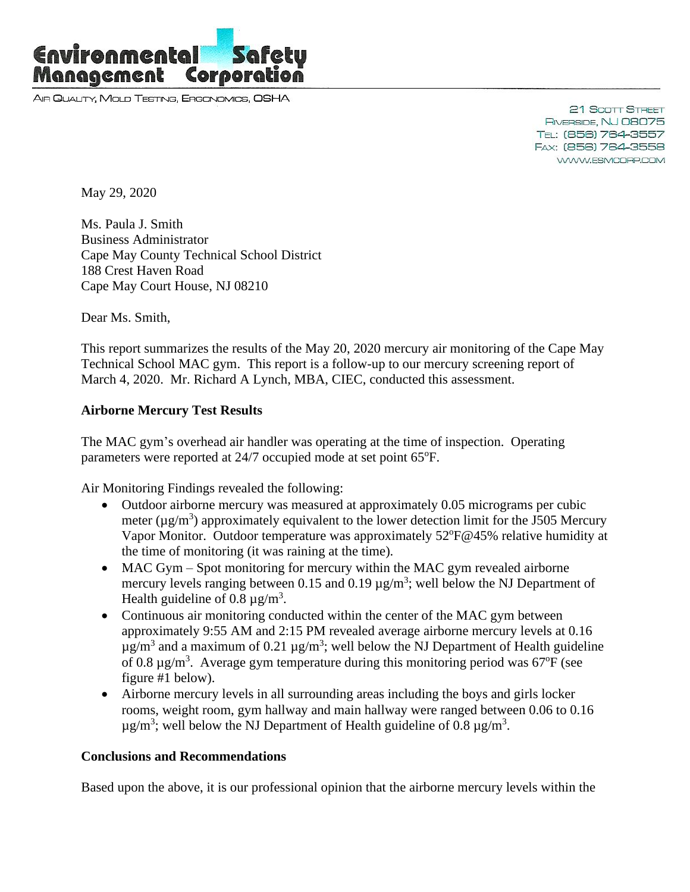**Environmental Safety Management Corporation**

AIR QUALITY, MOLD TESTING, ERGONOMICS, OSHA

21 SCOTT STREET
RIVERSIDE, NJ 08075
TEL: (856) 764-3557
FAX: (856) 764-3558
WWW.ESMCORP.COM

May 29, 2020

Ms. Paula J. Smith
Business Administrator
Cape May County Technical School District
188 Crest Haven Road
Cape May Court House, NJ 08210

Dear Ms. Smith,

This report summarizes the results of the May 20, 2020 mercury air monitoring of the Cape May Technical School MAC gym. This report is a follow-up to our mercury screening report of March 4, 2020. Mr. Richard A Lynch, MBA, CIEC, conducted this assessment.

**Airborne Mercury Test Results**

The MAC gym's overhead air handler was operating at the time of inspection. Operating parameters were reported at 24/7 occupied mode at set point 65$^o$F.

Air Monitoring Findings revealed the following:

- Outdoor airborne mercury was measured at approximately 0.05 micrograms per cubic meter (µg/m$^3$) approximately equivalent to the lower detection limit for the J505 Mercury Vapor Monitor. Outdoor temperature was approximately 52$^o$F@45% relative humidity at the time of monitoring (it was raining at the time).
- MAC Gym – Spot monitoring for mercury within the MAC gym revealed airborne mercury levels ranging between 0.15 and 0.19 µg/m$^3$; well below the NJ Department of Health guideline of 0.8 µg/m$^3$.
- Continuous air monitoring conducted within the center of the MAC gym between approximately 9:55 AM and 2:15 PM revealed average airborne mercury levels at 0.16 µg/m$^3$ and a maximum of 0.21 µg/m$^3$; well below the NJ Department of Health guideline of 0.8 µg/m$^3$. Average gym temperature during this monitoring period was 67$^o$F (see figure #1 below).
- Airborne mercury levels in all surrounding areas including the boys and girls locker rooms, weight room, gym hallway and main hallway were ranged between 0.06 to 0.16 µg/m$^3$; well below the NJ Department of Health guideline of 0.8 µg/m$^3$.

**Conclusions and Recommendations**

Based upon the above, it is our professional opinion that the airborne mercury levels within the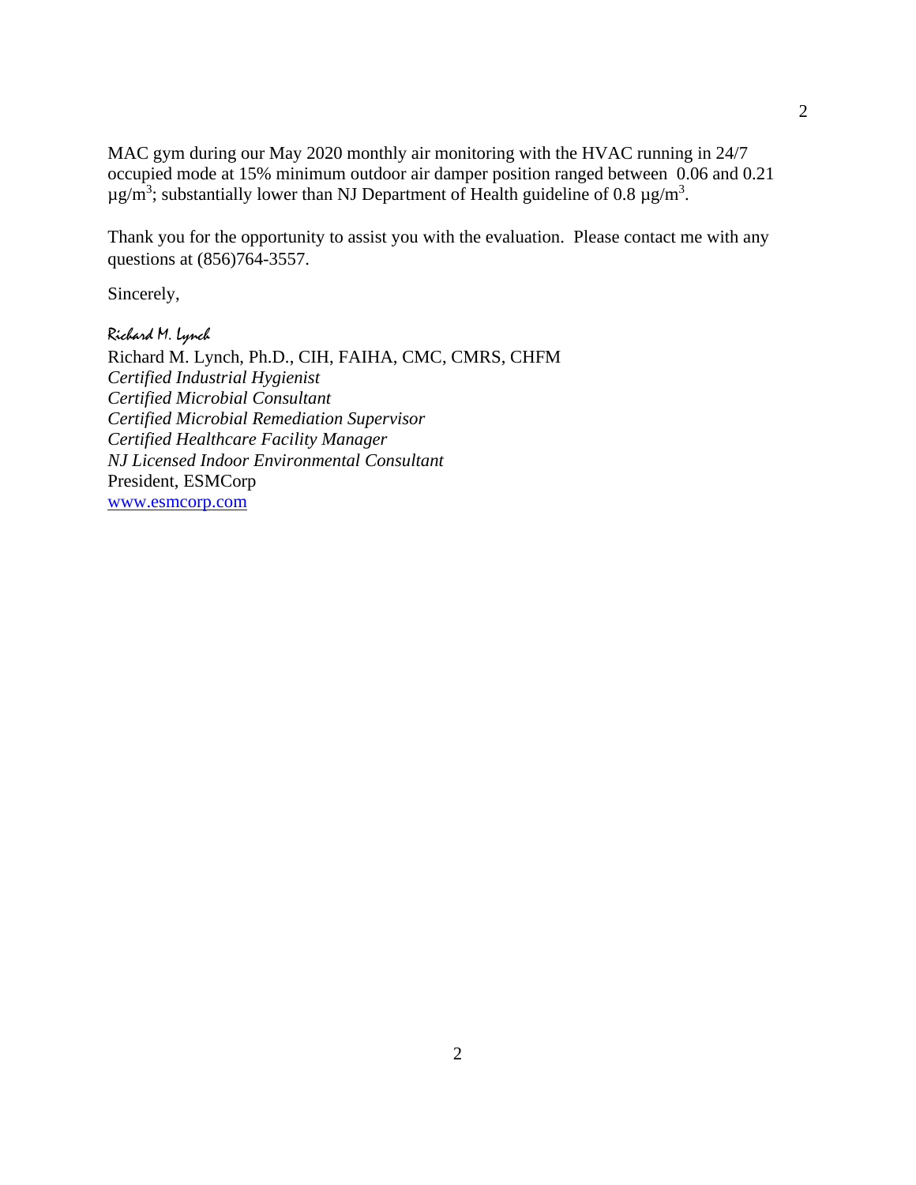MAC gym during our May 2020 monthly air monitoring with the HVAC running in 24/7 occupied mode at 15% minimum outdoor air damper position ranged between 0.06 and 0.21 $\mu g/m^3$; substantially lower than NJ Department of Health guideline of 0.8 $\mu g/m^3$.

Thank you for the opportunity to assist you with the evaluation. Please contact me with any questions at (856)764-3557.

Sincerely,

*Richard M. Lynch*

Richard M. Lynch, Ph.D., CIH, FAIHA, CMC, CMRS, CHFM
*Certified Industrial Hygienist*
*Certified Microbial Consultant*
*Certified Microbial Remediation Supervisor*
*Certified Healthcare Facility Manager*
*NJ Licensed Indoor Environmental Consultant*
President, ESMCorp
[www.esmcorp.com](http://www.esmcorp.com)